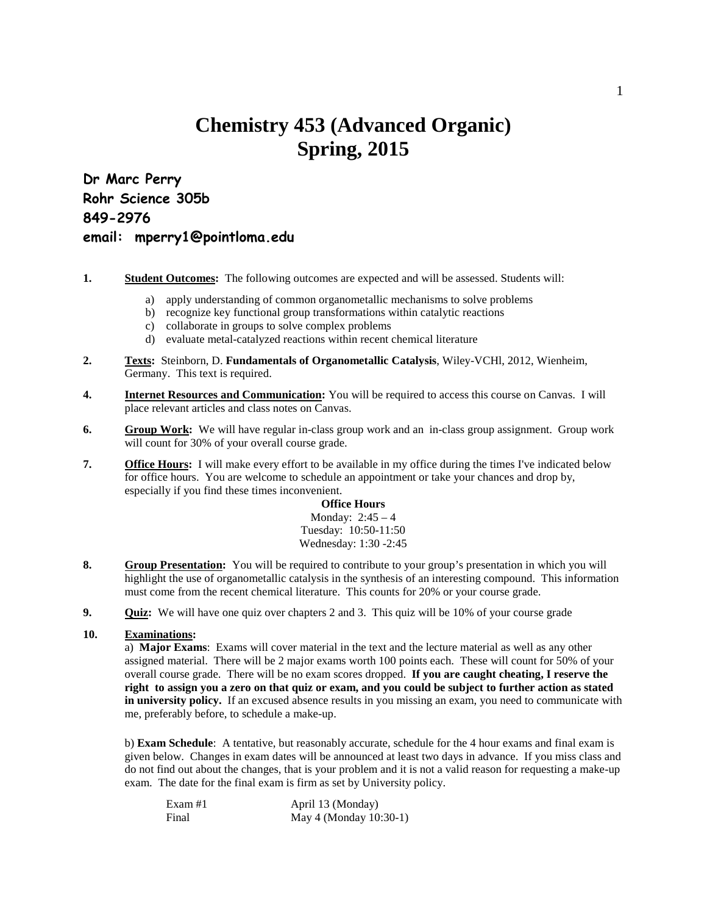# Chemistry 453 (Advanced Organic)
# Spring, 2015

**Dr Marc Perry**
**Rohr Science 305b**
**849-2976**
**email: mperry1@pointloma.edu**

**1.** **Student Outcomes:** The following outcomes are expected and will be assessed. Students will:

a) apply understanding of common organometallic mechanisms to solve problems
b) recognize key functional group transformations within catalytic reactions
c) collaborate in groups to solve complex problems
d) evaluate metal-catalyzed reactions within recent chemical literature

**2.** **Texts:** Steinborn, D. **Fundamentals of Organometallic Catalysis**, Wiley-VCHl, 2012, Wienheim, Germany. This text is required.

**4.** **Internet Resources and Communication:** You will be required to access this course on Canvas. I will place relevant articles and class notes on Canvas.

**6.** **Group Work:** We will have regular in-class group work and an in-class group assignment. Group work will count for 30% of your overall course grade.

**7.** **Office Hours:** I will make every effort to be available in my office during the times I've indicated below for office hours. You are welcome to schedule an appointment or take your chances and drop by, especially if you find these times inconvenient.

**Office Hours**
Monday: 2:45 – 4
Tuesday: 10:50-11:50
Wednesday: 1:30 -2:45

**8.** **Group Presentation:** You will be required to contribute to your group's presentation in which you will highlight the use of organometallic catalysis in the synthesis of an interesting compound. This information must come from the recent chemical literature. This counts for 20% or your course grade.

**9.** **Quiz:** We will have one quiz over chapters 2 and 3. This quiz will be 10% of your course grade

**10.** **Examinations:**

a) **Major Exams**: Exams will cover material in the text and the lecture material as well as any other assigned material. There will be 2 major exams worth 100 points each. These will count for 50% of your overall course grade. There will be no exam scores dropped. **If you are caught cheating, I reserve the right to assign you a zero on that quiz or exam, and you could be subject to further action as stated in university policy.** If an excused absence results in you missing an exam, you need to communicate with me, preferably before, to schedule a make-up.

b) **Exam Schedule**: A tentative, but reasonably accurate, schedule for the 4 hour exams and final exam is given below. Changes in exam dates will be announced at least two days in advance. If you miss class and do not find out about the changes, that is your problem and it is not a valid reason for requesting a make-up exam. The date for the final exam is firm as set by University policy.

| | |
|---|---|
| Exam #1 | April 13 (Monday) |
| Final | May 4 (Monday 10:30-1) |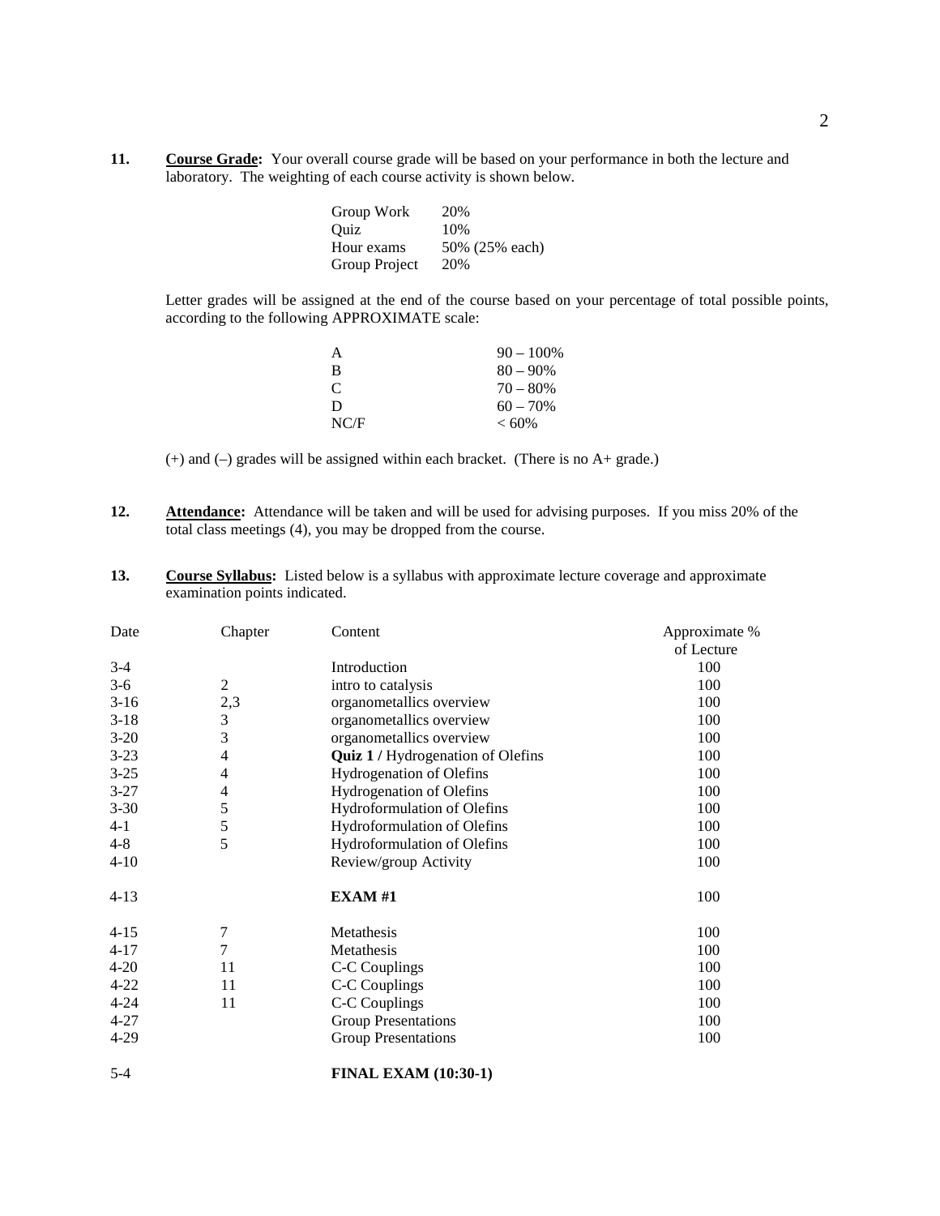**11.** **Course Grade:** Your overall course grade will be based on your performance in both the lecture and laboratory. The weighting of each course activity is shown below.

| | |
|---|---|
| Group Work | 20% |
| Quiz | 10% |
| Hour exams | 50% (25% each) |
| Group Project | 20% |

Letter grades will be assigned at the end of the course based on your percentage of total possible points, according to the following APPROXIMATE scale:

| | |
|---|---|
| A | 90 – 100% |
| B | 80 – 90% |
| C | 70 – 80% |
| D | 60 – 70% |
| NC/F | < 60% |

(+) and (–) grades will be assigned within each bracket. (There is no A+ grade.)

**12.** **Attendance:** Attendance will be taken and will be used for advising purposes. If you miss 20% of the total class meetings (4), you may be dropped from the course.

**13.** **Course Syllabus:** Listed below is a syllabus with approximate lecture coverage and approximate examination points indicated.

| Date | Chapter | Content | Approximate % of Lecture |
|---|---|---|---|
| 3-4 | | Introduction | 100 |
| 3-6 | 2 | intro to catalysis | 100 |
| 3-16 | 2,3 | organometallics overview | 100 |
| 3-18 | 3 | organometallics overview | 100 |
| 3-20 | 3 | organometallics overview | 100 |
| 3-23 | 4 | **Quiz 1 /** Hydrogenation of Olefins | 100 |
| 3-25 | 4 | Hydrogenation of Olefins | 100 |
| 3-27 | 4 | Hydrogenation of Olefins | 100 |
| 3-30 | 5 | Hydroformulation of Olefins | 100 |
| 4-1 | 5 | Hydroformulation of Olefins | 100 |
| 4-8 | 5 | Hydroformulation of Olefins | 100 |
| 4-10 | | Review/group Activity | 100 |
| 4-13 | | **EXAM #1** | 100 |
| 4-15 | 7 | Metathesis | 100 |
| 4-17 | 7 | Metathesis | 100 |
| 4-20 | 11 | C-C Couplings | 100 |
| 4-22 | 11 | C-C Couplings | 100 |
| 4-24 | 11 | C-C Couplings | 100 |
| 4-27 | | Group Presentations | 100 |
| 4-29 | | Group Presentations | 100 |
| 5-4 | | **FINAL EXAM (10:30-1)** | |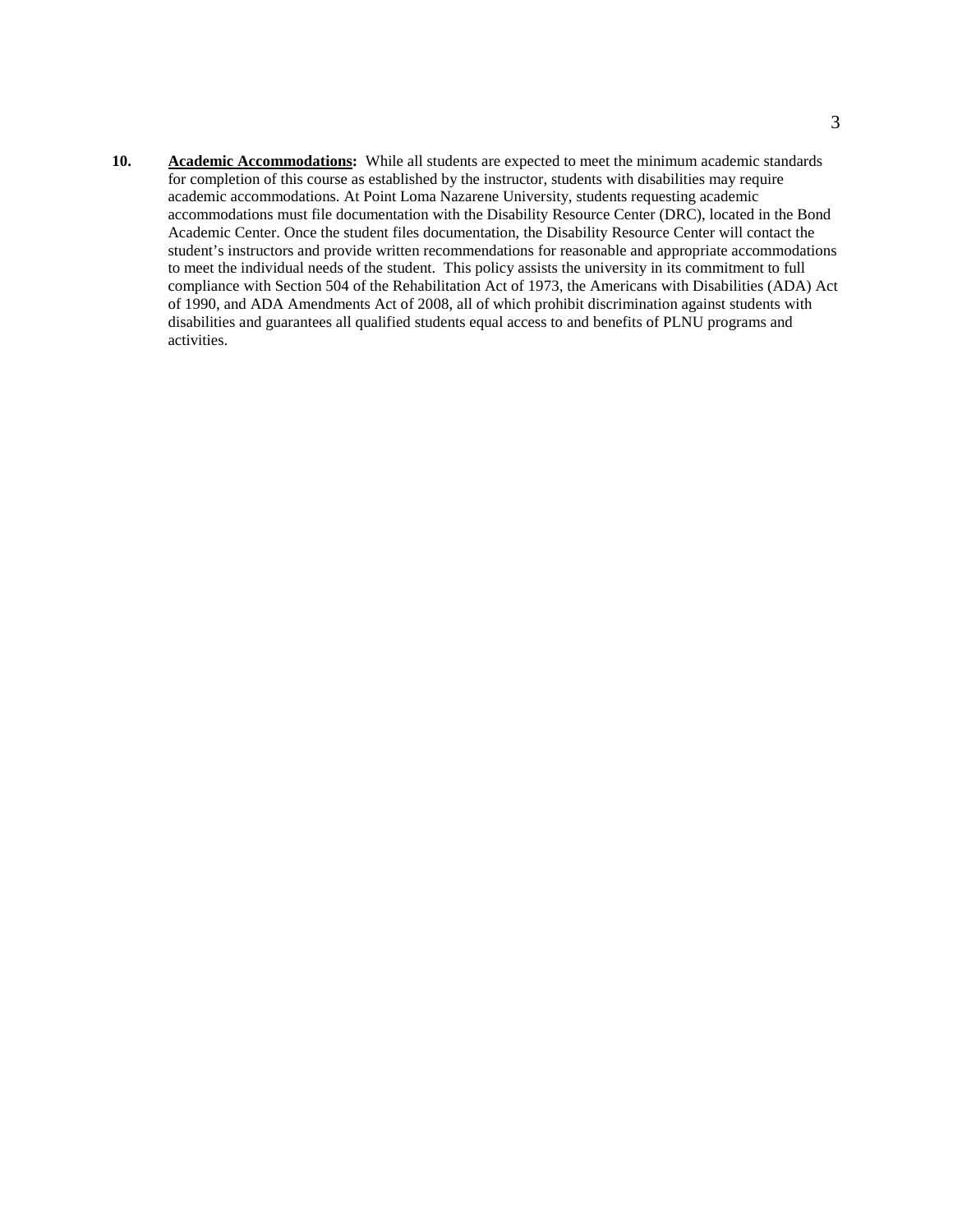10. **Academic Accommodations:** While all students are expected to meet the minimum academic standards for completion of this course as established by the instructor, students with disabilities may require academic accommodations. At Point Loma Nazarene University, students requesting academic accommodations must file documentation with the Disability Resource Center (DRC), located in the Bond Academic Center. Once the student files documentation, the Disability Resource Center will contact the student's instructors and provide written recommendations for reasonable and appropriate accommodations to meet the individual needs of the student. This policy assists the university in its commitment to full compliance with Section 504 of the Rehabilitation Act of 1973, the Americans with Disabilities (ADA) Act of 1990, and ADA Amendments Act of 2008, all of which prohibit discrimination against students with disabilities and guarantees all qualified students equal access to and benefits of PLNU programs and activities.